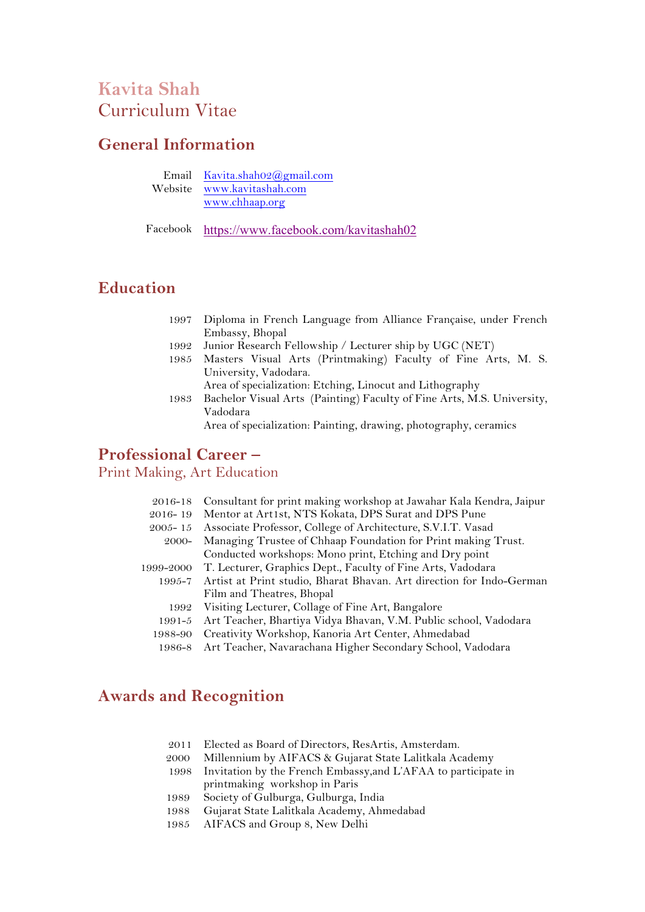# Kavita Shah

Curriculum Vitae

## General Information

Email [Kavita.shah02@gmail.com](mailto:Kavita.shah02@gmail.com)
Website [www.kavitashah.com](http://www.kavitashah.com)
[www.chhaap.org](http://www.chhaap.org)

Facebook [https://www.facebook.com/kavitashah02](https://www.facebook.com/kavitashah02)

## Education

| | |
|---|---|
| 1997 | Diploma in French Language from Alliance Française, under French Embassy, Bhopal |
| 1992 | Junior Research Fellowship / Lecturer ship by UGC (NET) |
| 1985 | Masters Visual Arts (Printmaking) Faculty of Fine Arts, M. S. University, Vadodara.<br>Area of specialization: Etching, Linocut and Lithography |
| 1983 | Bachelor Visual Arts (Painting) Faculty of Fine Arts, M.S. University, Vadodara<br>Area of specialization: Painting, drawing, photography, ceramics |

## Professional Career –

Print Making, Art Education

| | |
|---|---|
| 2016-18 | Consultant for print making workshop at Jawahar Kala Kendra, Jaipur |
| 2016- 19 | Mentor at Art1st, NTS Kokata, DPS Surat and DPS Pune |
| 2005- 15 | Associate Professor, College of Architecture, S.V.I.T. Vasad |
| 2000- | Managing Trustee of Chhaap Foundation for Print making Trust.<br>Conducted workshops: Mono print, Etching and Dry point |
| 1999-2000 | T. Lecturer, Graphics Dept., Faculty of Fine Arts, Vadodara |
| 1995-7 | Artist at Print studio, Bharat Bhavan. Art direction for Indo-German Film and Theatres, Bhopal |
| 1992 | Visiting Lecturer, Collage of Fine Art, Bangalore |
| 1991-5 | Art Teacher, Bhartiya Vidya Bhavan, V.M. Public school, Vadodara |
| 1988-90 | Creativity Workshop, Kanoria Art Center, Ahmedabad |
| 1986-8 | Art Teacher, Navarachana Higher Secondary School, Vadodara |

## Awards and Recognition

| | |
|---|---|
| 2011 | Elected as Board of Directors, ResArtis, Amsterdam. |
| 2000 | Millennium by AIFACS & Gujarat State Lalitkala Academy |
| 1998 | Invitation by the French Embassy,and L'AFAA to participate in printmaking workshop in Paris |
| 1989 | Society of Gulburga, Gulburga, India |
| 1988 | Gujarat State Lalitkala Academy, Ahmedabad |
| 1985 | AIFACS and Group 8, New Delhi |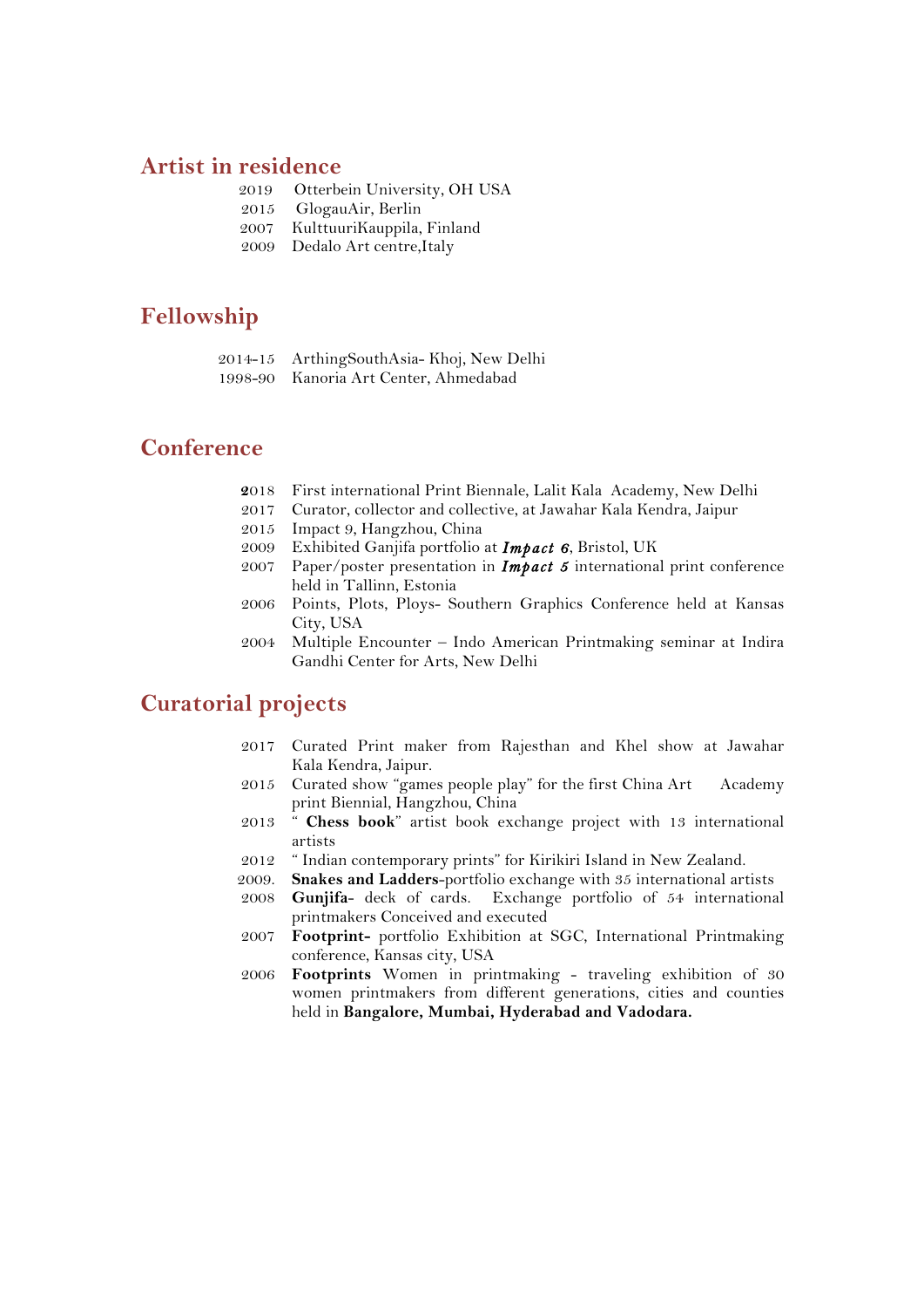## Artist in residence

2019 Otterbein University, OH USA
2015 GlogauAir, Berlin
2007 KulttuuriKauppila, Finland
2009 Dedalo Art centre,Italy

## Fellowship

2014-15 ArthingSouthAsia- Khoj, New Delhi
1998-90 Kanoria Art Center, Ahmedabad

## Conference

2018 First international Print Biennale, Lalit Kala Academy, New Delhi
2017 Curator, collector and collective, at Jawahar Kala Kendra, Jaipur
2015 Impact 9, Hangzhou, China
2009 Exhibited Ganjifa portfolio at ***Impact 6***, Bristol, UK
2007 Paper/poster presentation in ***Impact 5*** international print conference held in Tallinn, Estonia
2006 Points, Plots, Ploys- Southern Graphics Conference held at Kansas City, USA
2004 Multiple Encounter – Indo American Printmaking seminar at Indira Gandhi Center for Arts, New Delhi

## Curatorial projects

2017 Curated Print maker from Rajesthan and Khel show at Jawahar Kala Kendra, Jaipur.
2015 Curated show "games people play" for the first China Art Academy print Biennial, Hangzhou, China
2013 " **Chess book**" artist book exchange project with 13 international artists
2012 " Indian contemporary prints" for Kirikiri Island in New Zealand.
2009. **Snakes and Ladders**-portfolio exchange with 35 international artists
2008 **Gunjifa**- deck of cards. Exchange portfolio of 54 international printmakers Conceived and executed
2007 **Footprint-** portfolio Exhibition at SGC, International Printmaking conference, Kansas city, USA
2006 **Footprints** Women in printmaking - traveling exhibition of 30 women printmakers from different generations, cities and counties held in **Bangalore, Mumbai, Hyderabad and Vadodara.**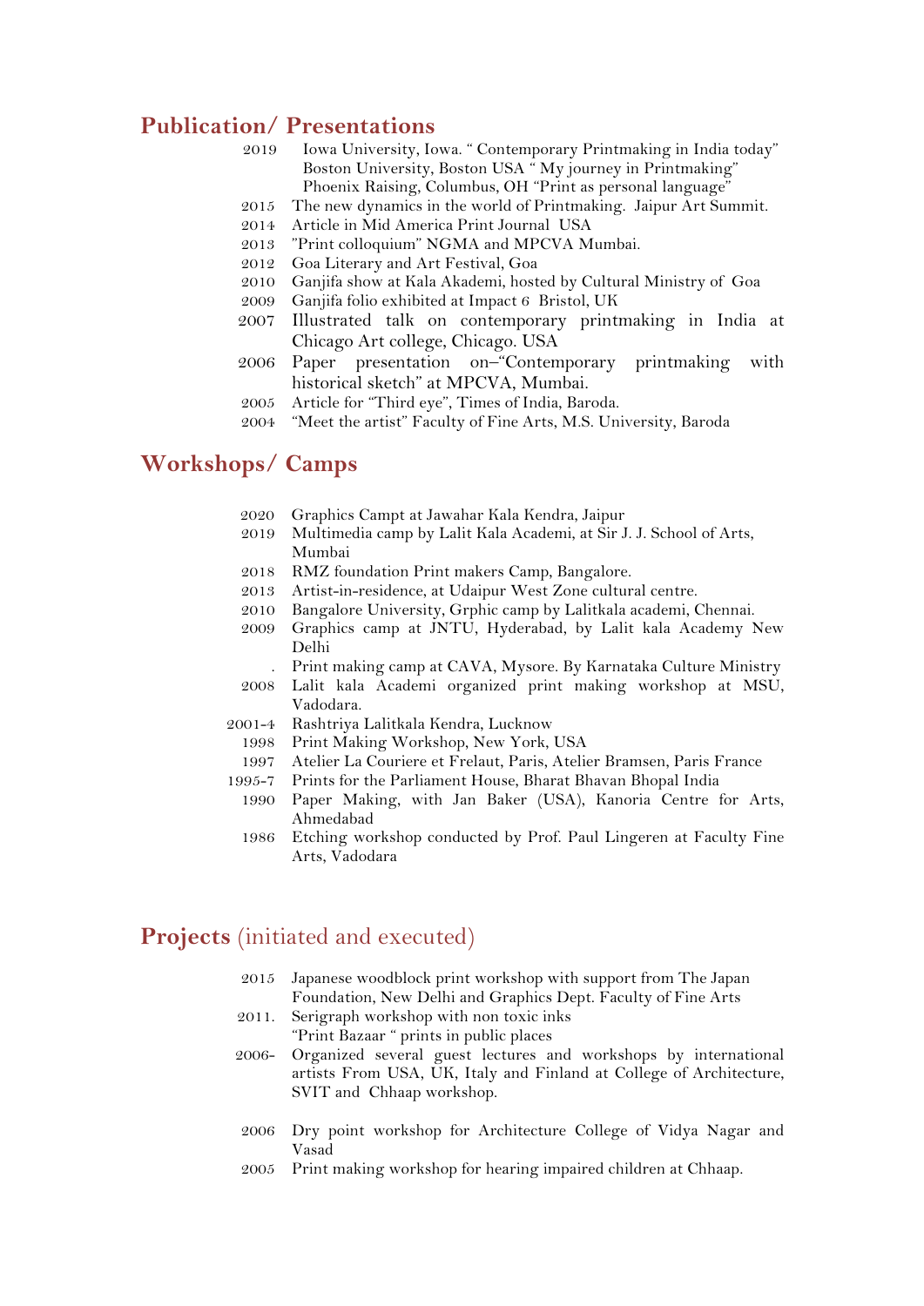## Publication/ Presentations

| | |
|---|---|
| 2019 | Iowa University, Iowa. " Contemporary Printmaking in India today" |
| | Boston University, Boston USA " My journey in Printmaking" |
| | Phoenix Raising, Columbus, OH "Print as personal language" |
| 2015 | The new dynamics in the world of Printmaking. Jaipur Art Summit. |
| 2014 | Article in Mid America Print Journal USA |
| 2013 | "Print colloquium" NGMA and MPCVA Mumbai. |
| 2012 | Goa Literary and Art Festival, Goa |
| 2010 | Ganjifa show at Kala Akademi, hosted by Cultural Ministry of Goa |
| 2009 | Ganjifa folio exhibited at Impact 6 Bristol, UK |
| 2007 | Illustrated talk on contemporary printmaking in India at Chicago Art college, Chicago. USA |
| 2006 | Paper presentation on–"Contemporary printmaking with historical sketch" at MPCVA, Mumbai. |
| 2005 | Article for "Third eye", Times of India, Baroda. |
| 2004 | "Meet the artist" Faculty of Fine Arts, M.S. University, Baroda |

## Workshops/ Camps

| | |
|---|---|
| 2020 | Graphics Campt at Jawahar Kala Kendra, Jaipur |
| 2019 | Multimedia camp by Lalit Kala Academi, at Sir J. J. School of Arts, Mumbai |
| 2018 | RMZ foundation Print makers Camp, Bangalore. |
| 2013 | Artist-in-residence, at Udaipur West Zone cultural centre. |
| 2010 | Bangalore University, Grphic camp by Lalitkala academi, Chennai. |
| 2009 | Graphics camp at JNTU, Hyderabad, by Lalit kala Academy New Delhi |
| . | Print making camp at CAVA, Mysore. By Karnataka Culture Ministry |
| 2008 | Lalit kala Academi organized print making workshop at MSU, Vadodara. |
| 2001-4 | Rashtriya Lalitkala Kendra, Lucknow |
| 1998 | Print Making Workshop, New York, USA |
| 1997 | Atelier La Couriere et Frelaut, Paris, Atelier Bramsen, Paris France |
| 1995-7 | Prints for the Parliament House, Bharat Bhavan Bhopal India |
| 1990 | Paper Making, with Jan Baker (USA), Kanoria Centre for Arts, Ahmedabad |
| 1986 | Etching workshop conducted by Prof. Paul Lingeren at Faculty Fine Arts, Vadodara |

## Projects (initiated and executed)

| | |
|---|---|
| 2015 | Japanese woodblock print workshop with support from The Japan Foundation, New Delhi and Graphics Dept. Faculty of Fine Arts |
| 2011. | Serigraph workshop with non toxic inks |
| | "Print Bazaar " prints in public places |
| 2006- | Organized several guest lectures and workshops by international artists From USA, UK, Italy and Finland at College of Architecture, SVIT and Chhaap workshop. |
| 2006 | Dry point workshop for Architecture College of Vidya Nagar and Vasad |
| 2005 | Print making workshop for hearing impaired children at Chhaap. |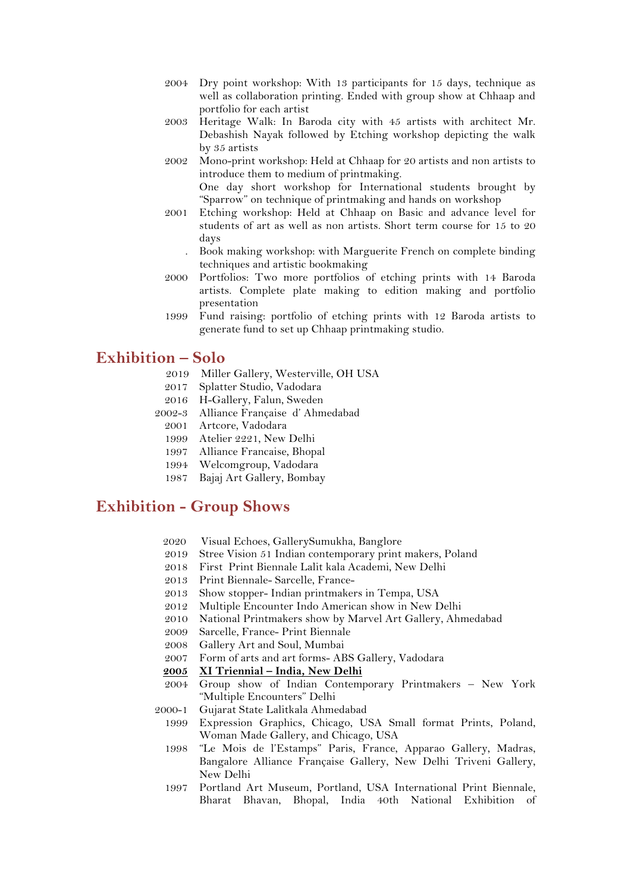2004 Dry point workshop: With 13 participants for 15 days, technique as well as collaboration printing. Ended with group show at Chhaap and portfolio for each artist

2003 Heritage Walk: In Baroda city with 45 artists with architect Mr. Debashish Nayak followed by Etching workshop depicting the walk by 35 artists

2002 Mono-print workshop: Held at Chhaap for 20 artists and non artists to introduce them to medium of printmaking.
One day short workshop for International students brought by "Sparrow" on technique of printmaking and hands on workshop

2001 Etching workshop: Held at Chhaap on Basic and advance level for students of art as well as non artists. Short term course for 15 to 20 days

. Book making workshop: with Marguerite French on complete binding techniques and artistic bookmaking

2000 Portfolios: Two more portfolios of etching prints with 14 Baroda artists. Complete plate making to edition making and portfolio presentation

1999 Fund raising: portfolio of etching prints with 12 Baroda artists to generate fund to set up Chhaap printmaking studio.

## Exhibition – Solo

2019 Miller Gallery, Westerville, OH USA
2017 Splatter Studio, Vadodara
2016 H-Gallery, Falun, Sweden
2002-3 Alliance Française d' Ahmedabad
2001 Artcore, Vadodara
1999 Atelier 2221, New Delhi
1997 Alliance Francaise, Bhopal
1994 Welcomgroup, Vadodara
1987 Bajaj Art Gallery, Bombay

## Exhibition - Group Shows

2020 Visual Echoes, GallerySumukha, Banglore
2019 Stree Vision 51 Indian contemporary print makers, Poland
2018 First Print Biennale Lalit kala Academi, New Delhi
2013 Print Biennale- Sarcelle, France-
2013 Show stopper- Indian printmakers in Tempa, USA
2012 Multiple Encounter Indo American show in New Delhi
2010 National Printmakers show by Marvel Art Gallery, Ahmedabad
2009 Sarcelle, France- Print Biennale
2008 Gallery Art and Soul, Mumbai
2007 Form of arts and art forms- ABS Gallery, Vadodara
**2005 XI Triennial – India, New Delhi**
2004 Group show of Indian Contemporary Printmakers – New York "Multiple Encounters" Delhi
2000-1 Gujarat State Lalitkala Ahmedabad
1999 Expression Graphics, Chicago, USA Small format Prints, Poland, Woman Made Gallery, and Chicago, USA
1998 "Le Mois de l'Estamps" Paris, France, Apparao Gallery, Madras, Bangalore Alliance Française Gallery, New Delhi Triveni Gallery, New Delhi
1997 Portland Art Museum, Portland, USA International Print Biennale, Bharat Bhavan, Bhopal, India 40th National Exhibition of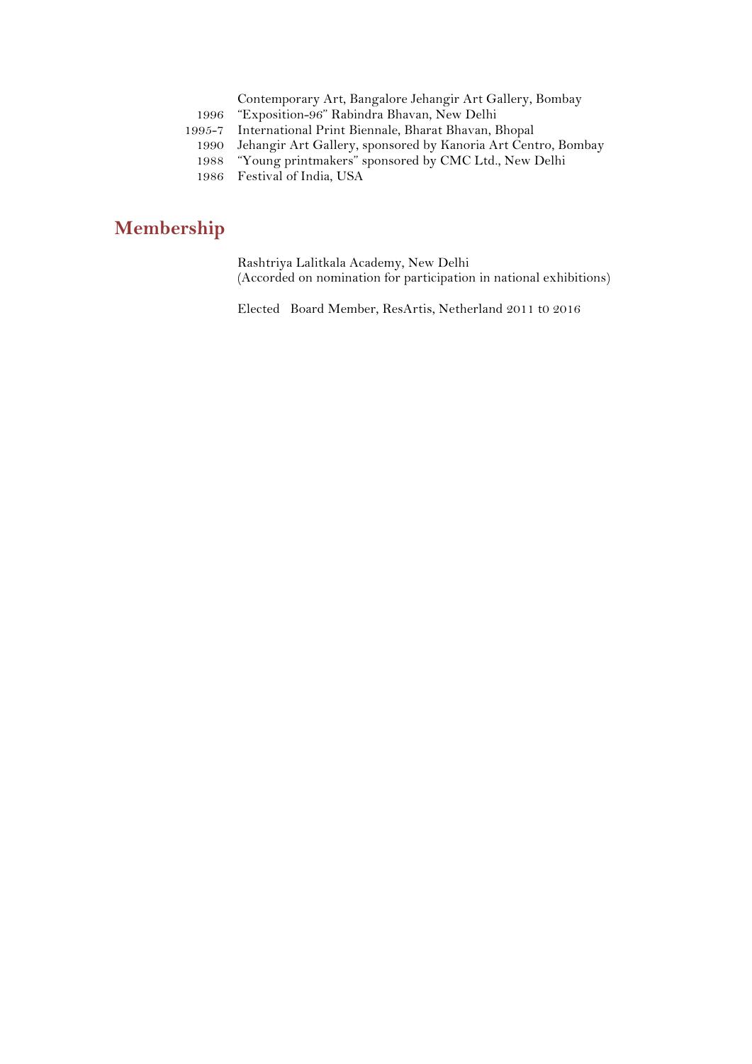| | |
|---|---|
| | Contemporary Art, Bangalore Jehangir Art Gallery, Bombay |
| 1996 | "Exposition-96" Rabindra Bhavan, New Delhi |
| 1995-7 | International Print Biennale, Bharat Bhavan, Bhopal |
| 1990 | Jehangir Art Gallery, sponsored by Kanoria Art Centro, Bombay |
| 1988 | "Young printmakers" sponsored by CMC Ltd., New Delhi |
| 1986 | Festival of India, USA |

## Membership

Rashtriya Lalitkala Academy, New Delhi
(Accorded on nomination for participation in national exhibitions)

Elected Board Member, ResArtis, Netherland 2011 t0 2016